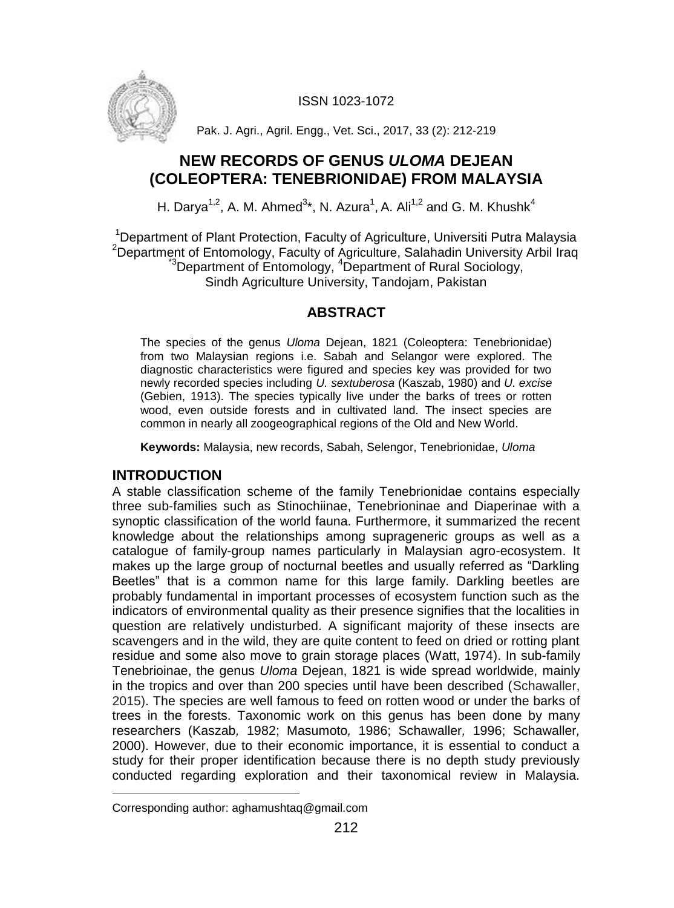ISSN 1023-1072

Pak. J. Agri., Agril. Engg., Vet. Sci., 2017, 33 (2): 212-219

# NEW RECORDS OF GENUS *ULOMA* DEJEAN (COLEOPTERA: TENEBRIONIDAE) FROM MALAYSIA

H. Darya[1,2], A. M. Ahmed[3]*, N. Azura[1], A. Ali[1,2] and G. M. Khushk[4]

[1]Department of Plant Protection, Faculty of Agriculture, Universiti Putra Malaysia
[2]Department of Entomology, Faculty of Agriculture, Salahadin University Arbil Iraq
[*3]Department of Entomology, [4]Department of Rural Sociology,
Sindh Agriculture University, Tandojam, Pakistan

## ABSTRACT

The species of the genus *Uloma* Dejean, 1821 (Coleoptera: Tenebrionidae) from two Malaysian regions i.e. Sabah and Selangor were explored. The diagnostic characteristics were figured and species key was provided for two newly recorded species including *U. sextuberosa* (Kaszab, 1980) and *U. excise* (Gebien, 1913). The species typically live under the barks of trees or rotten wood, even outside forests and in cultivated land. The insect species are common in nearly all zoogeographical regions of the Old and New World.

**Keywords:** Malaysia, new records, Sabah, Selengor, Tenebrionidae, *Uloma*

## INTRODUCTION

A stable classification scheme of the family Tenebrionidae contains especially three sub-families such as Stinochiinae, Tenebrioninae and Diaperinae with a synoptic classification of the world fauna. Furthermore, it summarized the recent knowledge about the relationships among suprageneric groups as well as a catalogue of family-group names particularly in Malaysian agro-ecosystem. It makes up the large group of nocturnal beetles and usually referred as "Darkling Beetles" that is a common name for this large family. Darkling beetles are probably fundamental in important processes of ecosystem function such as the indicators of environmental quality as their presence signifies that the localities in question are relatively undisturbed. A significant majority of these insects are scavengers and in the wild, they are quite content to feed on dried or rotting plant residue and some also move to grain storage places (Watt, 1974). In sub-family Tenebrioinae, the genus *Uloma* Dejean, 1821 is wide spread worldwide, mainly in the tropics and over than 200 species until have been described (Schawaller, 2015). The species are well famous to feed on rotten wood or under the barks of trees in the forests. Taxonomic work on this genus has been done by many researchers (Kaszab*,* 1982; Masumoto*,* 1986; Schawaller*,* 1996; Schawaller*,* 2000). However, due to their economic importance, it is essential to conduct a study for their proper identification because there is no depth study previously conducted regarding exploration and their taxonomical review in Malaysia.

Corresponding author: aghamushtaq@gmail.com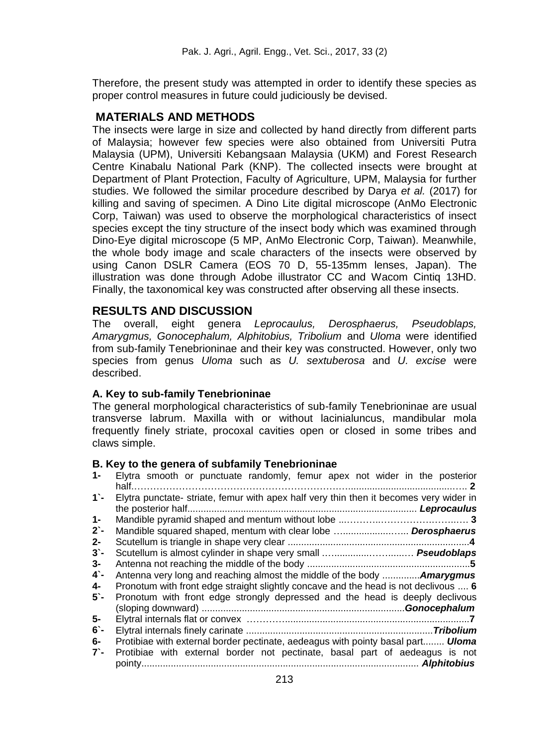Therefore, the present study was attempted in order to identify these species as proper control measures in future could judiciously be devised.

## MATERIALS AND METHODS

The insects were large in size and collected by hand directly from different parts of Malaysia; however few species were also obtained from Universiti Putra Malaysia (UPM), Universiti Kebangsaan Malaysia (UKM) and Forest Research Centre Kinabalu National Park (KNP). The collected insects were brought at Department of Plant Protection, Faculty of Agriculture, UPM, Malaysia for further studies. We followed the similar procedure described by Darya *et al.* (2017) for killing and saving of specimen. A Dino Lite digital microscope (AnMo Electronic Corp, Taiwan) was used to observe the morphological characteristics of insect species except the tiny structure of the insect body which was examined through Dino-Eye digital microscope (5 MP, AnMo Electronic Corp, Taiwan). Meanwhile, the whole body image and scale characters of the insects were observed by using Canon DSLR Camera (EOS 70 D, 55-135mm lenses, Japan). The illustration was done through Adobe illustrator CC and Wacom Cintiq 13HD. Finally, the taxonomical key was constructed after observing all these insects.

## RESULTS AND DISCUSSION

The overall, eight genera *Leprocaulus, Derosphaerus, Pseudoblaps, Amarygmus, Gonocephalum, Alphitobius, Tribolium* and *Uloma* were identified from sub-family Tenebrioninae and their key was constructed. However, only two species from genus *Uloma* such as *U. sextuberosa* and *U. excise* were described.

### A. Key to sub-family Tenebrioninae

The general morphological characteristics of sub-family Tenebrioninae are usual transverse labrum. Maxilla with or without lacinialuncus, mandibular mola frequently finely striate, procoxal cavities open or closed in some tribes and claws simple.

### B. Key to the genera of subfamily Tenebrioninae

**1-** Elytra smooth or punctuate randomly, femur apex not wider in the posterior half……………………………………………………………........................................ **2**

**1`-** Elytra punctate- striate, femur with apex half very thin then it becomes very wider in the posterior half...................................................................................... ***Leprocaulus***

**1-** Mandible pyramid shaped and mentum without lobe ..……….……………..……..…. **3**

**2`-** Mandible squared shaped, mentum with clear lobe …..................….. ***Derosphaerus***

**2-** Scutellum is triangle in shape very clear ....................................................................**4**

**3`-** Scutellum is almost cylinder in shape very small …..............……......… ***Pseudoblaps***

**3-** Antenna not reaching the middle of the body .............................................................**5**

**4`-** Antenna very long and reaching almost the middle of the body ..............***Amarygmus***

**4-** Pronotum with front edge straight slightly concave and the head is not declivous .... **6**

**5`-** Pronotum with front edge strongly depressed and the head is deeply declivous (sloping downward) ............................................................................***Gonocephalum***

**5-** Elytral internals flat or convex ……….....................................................................**7**

**6`-** Elytral internals finely carinate .....................................................................***Tribolium***

**6-** Protibiae with external border pectinate, aedeagus with pointy basal part........ ***Uloma***

**7`-** Protibiae with external border not pectinate, basal part of aedeagus is not pointy......................................................................................................... ***Alphitobius***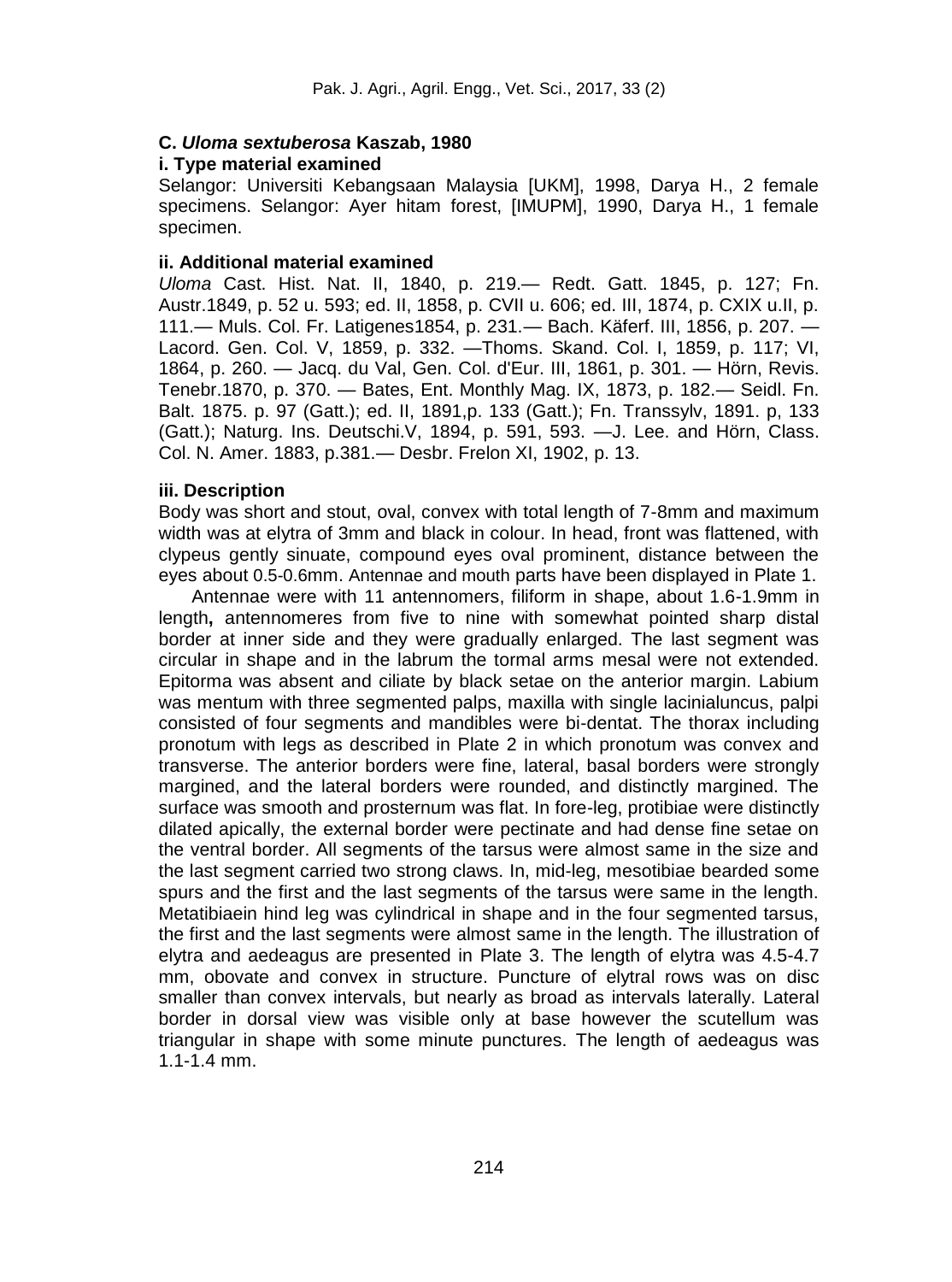### C. *Uloma sextuberosa* Kaszab, 1980

**i. Type material examined**

Selangor: Universiti Kebangsaan Malaysia [UKM], 1998, Darya H., 2 female specimens. Selangor: Ayer hitam forest, [IMUPM], 1990, Darya H., 1 female specimen.

**ii. Additional material examined**

*Uloma* Cast. Hist. Nat. II, 1840, p. 219.— Redt. Gatt. 1845, p. 127; Fn. Austr.1849, p. 52 u. 593; ed. II, 1858, p. CVII u. 606; ed. III, 1874, p. CXIX u.II, p. 111.— Muls. Col. Fr. Latigenes1854, p. 231.— Bach. Käferf. III, 1856, p. 207. — Lacord. Gen. Col. V, 1859, p. 332. —Thoms. Skand. Col. I, 1859, p. 117; VI, 1864, p. 260. — Jacq. du Val, Gen. Col. d'Eur. III, 1861, p. 301. — Hörn, Revis. Tenebr.1870, p. 370. — Bates, Ent. Monthly Mag. IX, 1873, p. 182.— Seidl. Fn. Balt. 1875. p. 97 (Gatt.); ed. II, 1891,p. 133 (Gatt.); Fn. Transsylv, 1891. p, 133 (Gatt.); Naturg. Ins. Deutschi.V, 1894, p. 591, 593. —J. Lee. and Hörn, Class. Col. N. Amer. 1883, p.381.— Desbr. Frelon XI, 1902, p. 13.

**iii. Description**

Body was short and stout, oval, convex with total length of 7-8mm and maximum width was at elytra of 3mm and black in colour. In head, front was flattened, with clypeus gently sinuate, compound eyes oval prominent, distance between the eyes about 0.5-0.6mm. Antennae and mouth parts have been displayed in Plate 1.

Antennae were with 11 antennomers, filiform in shape, about 1.6-1.9mm in length**,** antennomeres from five to nine with somewhat pointed sharp distal border at inner side and they were gradually enlarged. The last segment was circular in shape and in the labrum the tormal arms mesal were not extended. Epitorma was absent and ciliate by black setae on the anterior margin. Labium was mentum with three segmented palps, maxilla with single lacinialuncus, palpi consisted of four segments and mandibles were bi-dentat. The thorax including pronotum with legs as described in Plate 2 in which pronotum was convex and transverse. The anterior borders were fine, lateral, basal borders were strongly margined, and the lateral borders were rounded, and distinctly margined. The surface was smooth and prosternum was flat. In fore-leg, protibiae were distinctly dilated apically, the external border were pectinate and had dense fine setae on the ventral border. All segments of the tarsus were almost same in the size and the last segment carried two strong claws. In, mid-leg, mesotibiae bearded some spurs and the first and the last segments of the tarsus were same in the length. Metatibiaein hind leg was cylindrical in shape and in the four segmented tarsus, the first and the last segments were almost same in the length. The illustration of elytra and aedeagus are presented in Plate 3. The length of elytra was 4.5-4.7 mm, obovate and convex in structure. Puncture of elytral rows was on disc smaller than convex intervals, but nearly as broad as intervals laterally. Lateral border in dorsal view was visible only at base however the scutellum was triangular in shape with some minute punctures. The length of aedeagus was 1.1-1.4 mm.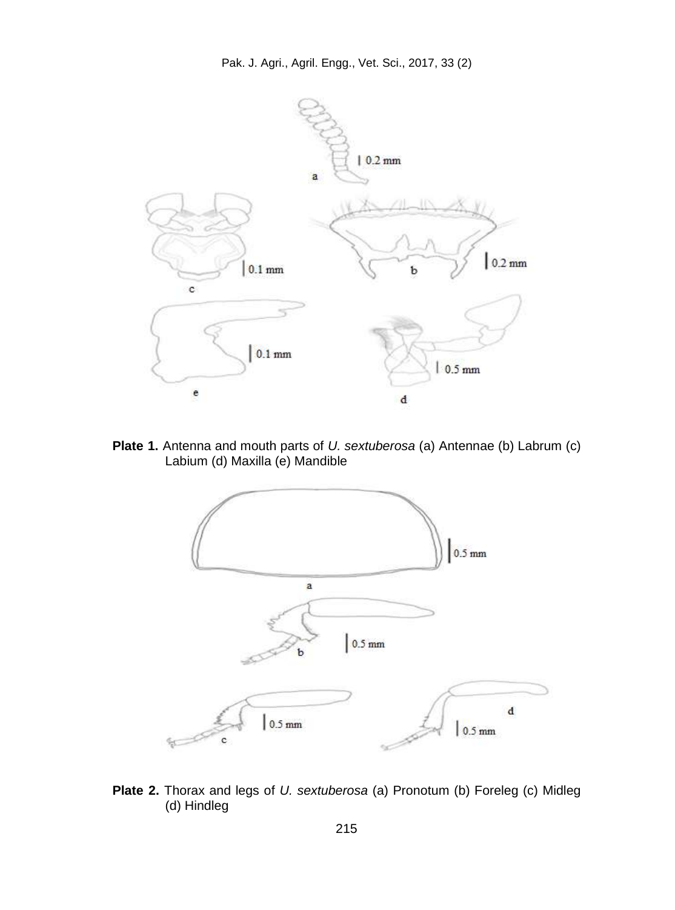**Plate 1.** Antenna and mouth parts of *U. sextuberosa* (a) Antennae (b) Labrum (c) Labium (d) Maxilla (e) Mandible

**Plate 2.** Thorax and legs of *U. sextuberosa* (a) Pronotum (b) Foreleg (c) Midleg (d) Hindleg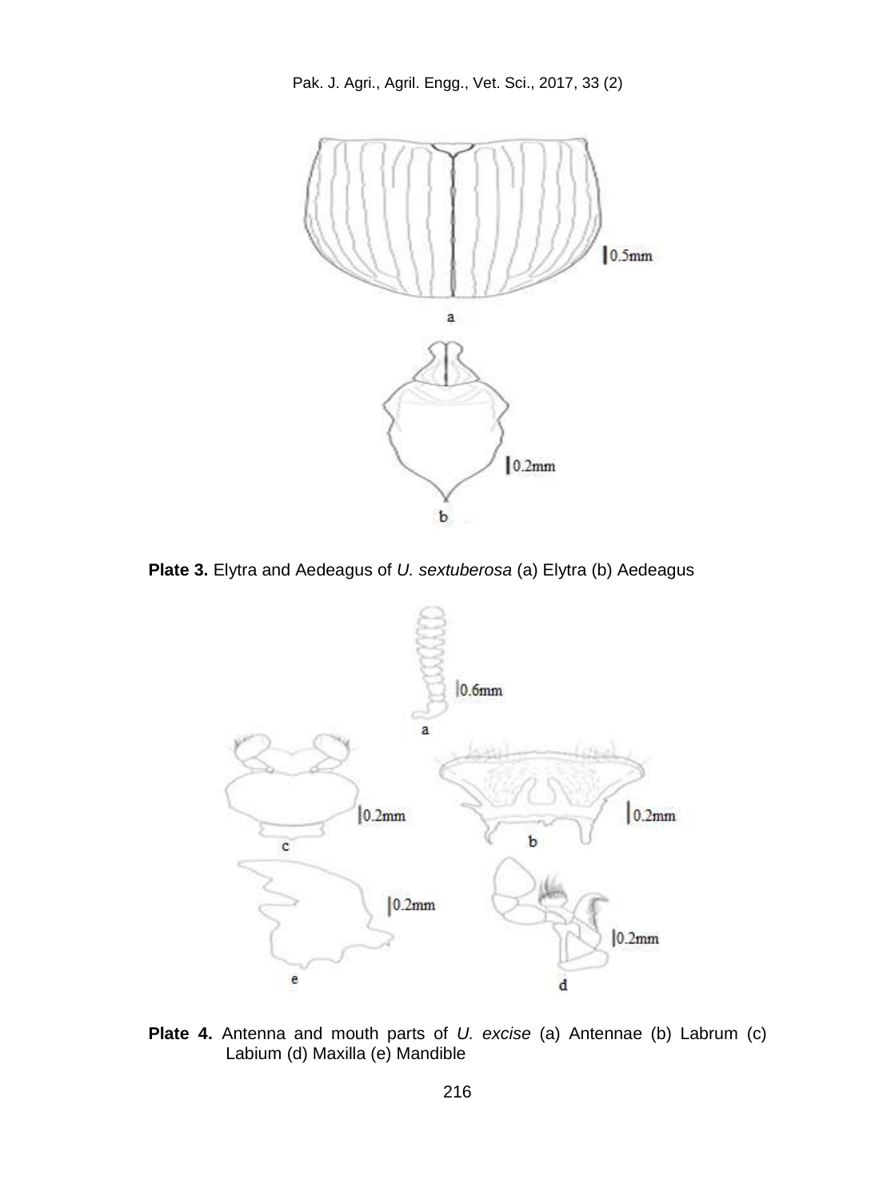**Plate 3.** Elytra and Aedeagus of *U. sextuberosa* (a) Elytra (b) Aedeagus

**Plate 4.** Antenna and mouth parts of *U. excise* (a) Antennae (b) Labrum (c) Labium (d) Maxilla (e) Mandible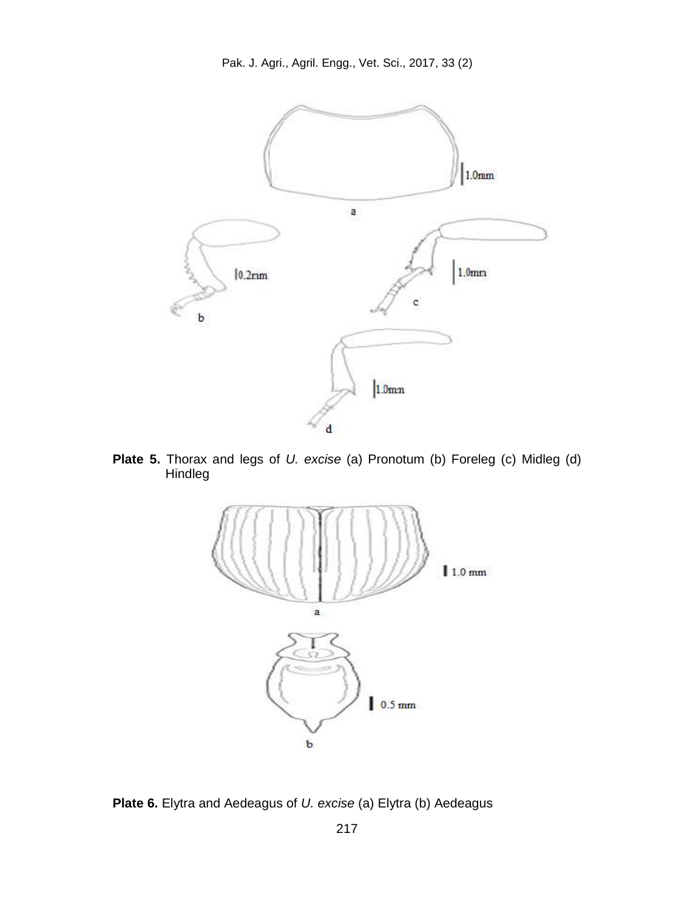**Plate 5.** Thorax and legs of *U. excise* (a) Pronotum (b) Foreleg (c) Midleg (d) Hindleg

**Plate 6.** Elytra and Aedeagus of *U. excise* (a) Elytra (b) Aedeagus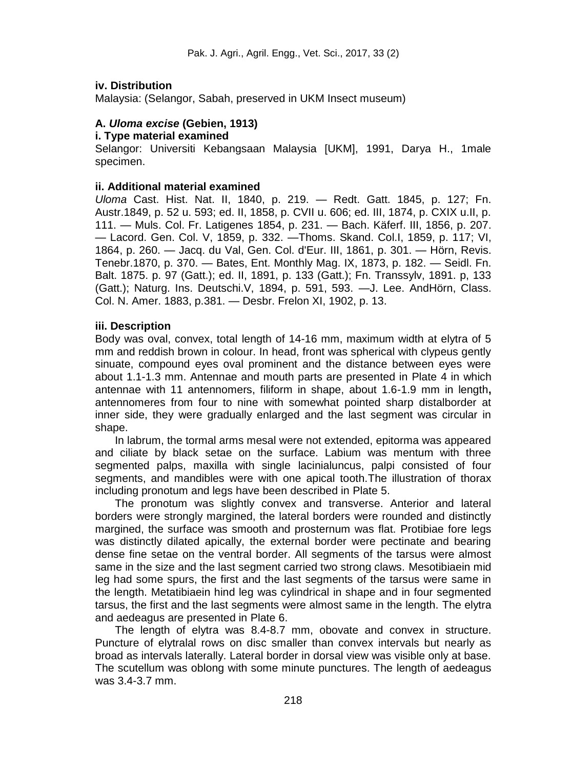**iv. Distribution**

Malaysia: (Selangor, Sabah, preserved in UKM Insect museum)

**A. *Uloma excise* (Gebien, 1913)**

**i. Type material examined**

Selangor: Universiti Kebangsaan Malaysia [UKM], 1991, Darya H., 1male specimen.

**ii. Additional material examined**

*Uloma* Cast. Hist. Nat. II, 1840, p. 219. — Redt. Gatt. 1845, p. 127; Fn. Austr.1849, p. 52 u. 593; ed. II, 1858, p. CVII u. 606; ed. III, 1874, p. CXIX u.II, p. 111. — Muls. Col. Fr. Latigenes 1854, p. 231. — Bach. Käferf. III, 1856, p. 207. — Lacord. Gen. Col. V, 1859, p. 332. —Thoms. Skand. Col.I, 1859, p. 117; VI, 1864, p. 260. — Jacq. du Val, Gen. Col. d'Eur. III, 1861, p. 301. — Hörn, Revis. Tenebr.1870, p. 370. — Bates, Ent. Monthly Mag. IX, 1873, p. 182. — Seidl. Fn. Balt. 1875. p. 97 (Gatt.); ed. II, 1891, p. 133 (Gatt.); Fn. Transsylv, 1891. p, 133 (Gatt.); Naturg. Ins. Deutschi.V, 1894, p. 591, 593. —J. Lee. AndHörn, Class. Col. N. Amer. 1883, p.381. — Desbr. Frelon XI, 1902, p. 13.

**iii. Description**

Body was oval, convex, total length of 14-16 mm, maximum width at elytra of 5 mm and reddish brown in colour. In head, front was spherical with clypeus gently sinuate, compound eyes oval prominent and the distance between eyes were about 1.1-1.3 mm. Antennae and mouth parts are presented in Plate 4 in which antennae with 11 antennomers, filiform in shape, about 1.6-1.9 mm in length**,** antennomeres from four to nine with somewhat pointed sharp distalborder at inner side, they were gradually enlarged and the last segment was circular in shape.

In labrum, the tormal arms mesal were not extended, epitorma was appeared and ciliate by black setae on the surface. Labium was mentum with three segmented palps, maxilla with single lacinialuncus, palpi consisted of four segments, and mandibles were with one apical tooth.The illustration of thorax including pronotum and legs have been described in Plate 5.

The pronotum was slightly convex and transverse. Anterior and lateral borders were strongly margined, the lateral borders were rounded and distinctly margined, the surface was smooth and prosternum was flat. Protibiae fore legs was distinctly dilated apically, the external border were pectinate and bearing dense fine setae on the ventral border. All segments of the tarsus were almost same in the size and the last segment carried two strong claws. Mesotibiaein mid leg had some spurs, the first and the last segments of the tarsus were same in the length. Metatibiaein hind leg was cylindrical in shape and in four segmented tarsus, the first and the last segments were almost same in the length. The elytra and aedeagus are presented in Plate 6.

The length of elytra was 8.4-8.7 mm, obovate and convex in structure. Puncture of elytralal rows on disc smaller than convex intervals but nearly as broad as intervals laterally. Lateral border in dorsal view was visible only at base. The scutellum was oblong with some minute punctures. The length of aedeagus was 3.4-3.7 mm.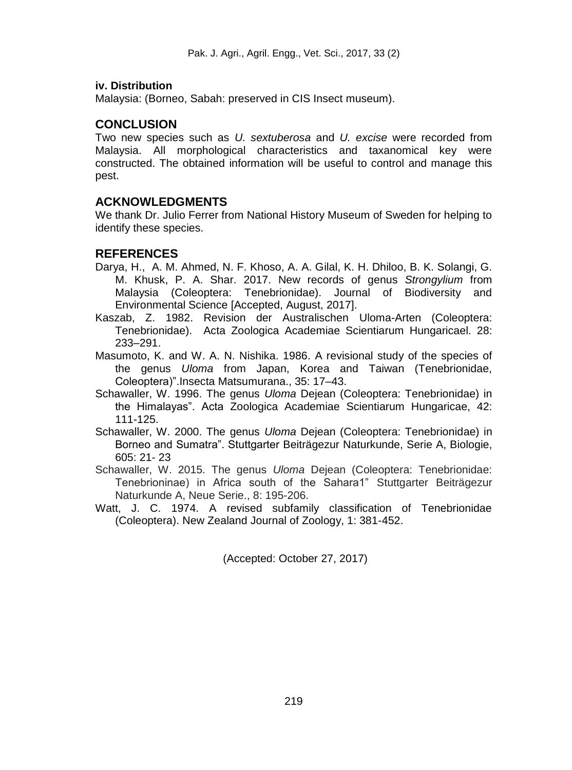### iv. Distribution

Malaysia: (Borneo, Sabah: preserved in CIS Insect museum).

## CONCLUSION

Two new species such as *U. sextuberosa* and *U. excise* were recorded from Malaysia. All morphological characteristics and taxanomical key were constructed. The obtained information will be useful to control and manage this pest.

## ACKNOWLEDGMENTS

We thank Dr. Julio Ferrer from National History Museum of Sweden for helping to identify these species.

## REFERENCES

Darya, H., A. M. Ahmed, N. F. Khoso, A. A. Gilal, K. H. Dhiloo, B. K. Solangi, G. M. Khusk, P. A. Shar. 2017. New records of genus *Strongylium* from Malaysia (Coleoptera: Tenebrionidae). Journal of Biodiversity and Environmental Science [Accepted, August, 2017].

Kaszab, Z. 1982. Revision der Australischen Uloma-Arten (Coleoptera: Tenebrionidae). Acta Zoologica Academiae Scientiarum Hungaricael. 28: 233–291.

Masumoto, K. and W. A. N. Nishika. 1986. A revisional study of the species of the genus *Uloma* from Japan, Korea and Taiwan (Tenebrionidae, Coleoptera)".Insecta Matsumurana., 35: 17–43.

Schawaller, W. 1996. The genus *Uloma* Dejean (Coleoptera: Tenebrionidae) in the Himalayas". Acta Zoologica Academiae Scientiarum Hungaricae, 42: 111-125.

Schawaller, W. 2000. The genus *Uloma* Dejean (Coleoptera: Tenebrionidae) in Borneo and Sumatra". Stuttgarter Beiträgezur Naturkunde, Serie A, Biologie, 605: 21- 23

Schawaller, W. 2015. The genus *Uloma* Dejean (Coleoptera: Tenebrionidae: Tenebrioninae) in Africa south of the Sahara1" Stuttgarter Beiträgezur Naturkunde A, Neue Serie., 8: 195-206.

Watt, J. C. 1974. A revised subfamily classification of Tenebrionidae (Coleoptera). New Zealand Journal of Zoology, 1: 381-452.

(Accepted: October 27, 2017)